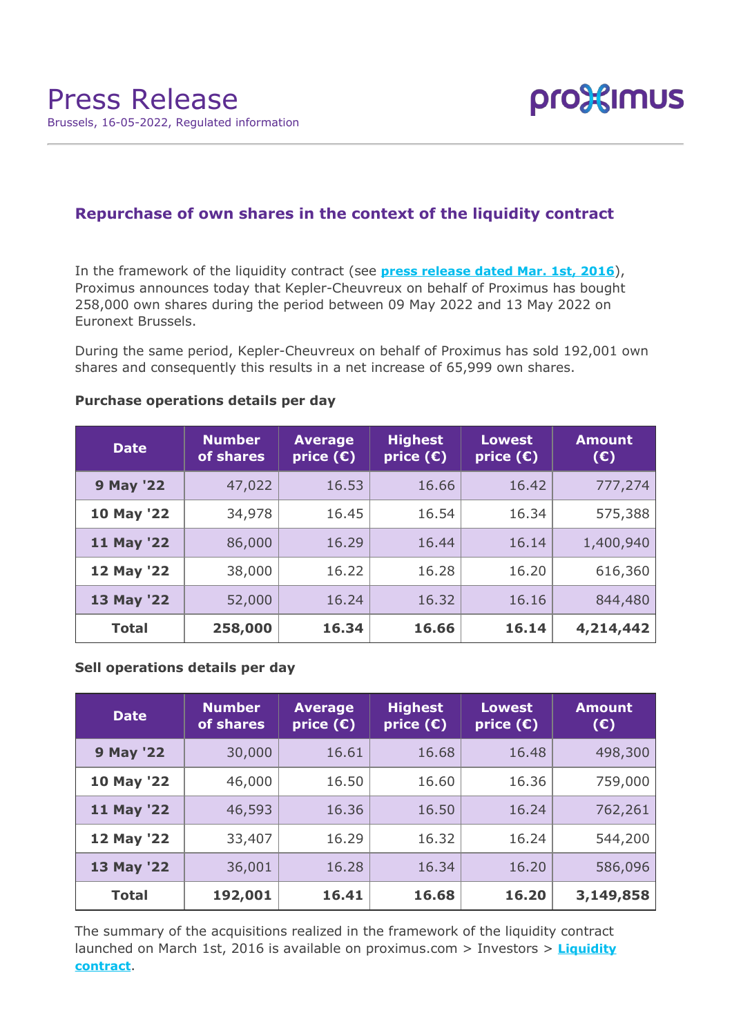# Press Release

Brussels, 16-05-2022, Regulated information

proximus

## Repurchase of own shares in the context of the liquidity contract

In the framework of the liquidity contract (see **press release dated Mar. 1st, 2016**), Proximus announces today that Kepler-Cheuvreux on behalf of Proximus has bought 258,000 own shares during the period between 09 May 2022 and 13 May 2022 on Euronext Brussels.

During the same period, Kepler-Cheuvreux on behalf of Proximus has sold 192,001 own shares and consequently this results in a net increase of 65,999 own shares.

### Purchase operations details per day

| Date | Number of shares | Average price (€) | Highest price (€) | Lowest price (€) | Amount (€) |
|---|---|---|---|---|---|
| **9 May '22** | 47,022 | 16.53 | 16.66 | 16.42 | 777,274 |
| **10 May '22** | 34,978 | 16.45 | 16.54 | 16.34 | 575,388 |
| **11 May '22** | 86,000 | 16.29 | 16.44 | 16.14 | 1,400,940 |
| **12 May '22** | 38,000 | 16.22 | 16.28 | 16.20 | 616,360 |
| **13 May '22** | 52,000 | 16.24 | 16.32 | 16.16 | 844,480 |
| **Total** | **258,000** | **16.34** | **16.66** | **16.14** | **4,214,442** |

### Sell operations details per day

| Date | Number of shares | Average price (€) | Highest price (€) | Lowest price (€) | Amount (€) |
|---|---|---|---|---|---|
| **9 May '22** | 30,000 | 16.61 | 16.68 | 16.48 | 498,300 |
| **10 May '22** | 46,000 | 16.50 | 16.60 | 16.36 | 759,000 |
| **11 May '22** | 46,593 | 16.36 | 16.50 | 16.24 | 762,261 |
| **12 May '22** | 33,407 | 16.29 | 16.32 | 16.24 | 544,200 |
| **13 May '22** | 36,001 | 16.28 | 16.34 | 16.20 | 586,096 |
| **Total** | **192,001** | **16.41** | **16.68** | **16.20** | **3,149,858** |

The summary of the acquisitions realized in the framework of the liquidity contract launched on March 1st, 2016 is available on proximus.com > Investors > **Liquidity contract**.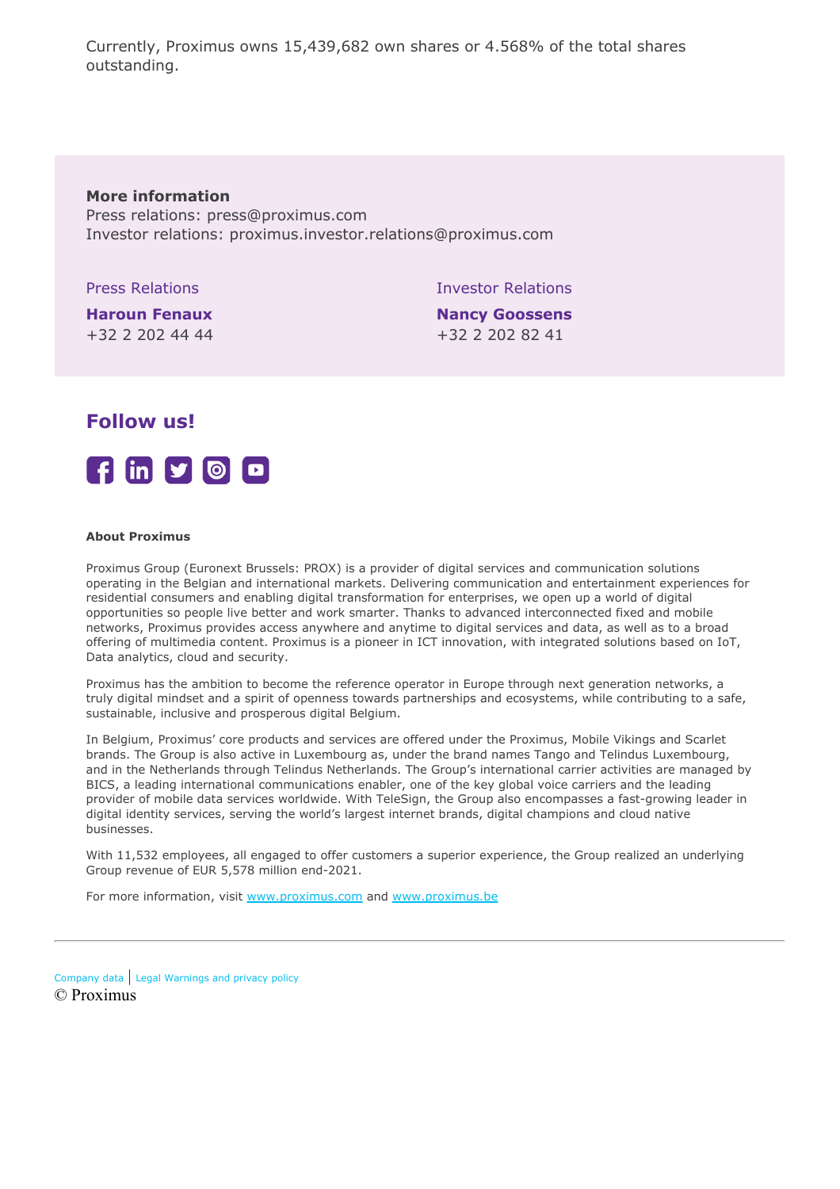Currently, Proximus owns 15,439,682 own shares or 4.568% of the total shares outstanding.

**More information**
Press relations: press@proximus.com
Investor relations: proximus.investor.relations@proximus.com

Press Relations

**Haroun Fenaux**
+32 2 202 44 44

Investor Relations

**Nancy Goossens**
+32 2 202 82 41

## Follow us!

**About Proximus**

Proximus Group (Euronext Brussels: PROX) is a provider of digital services and communication solutions operating in the Belgian and international markets. Delivering communication and entertainment experiences for residential consumers and enabling digital transformation for enterprises, we open up a world of digital opportunities so people live better and work smarter. Thanks to advanced interconnected fixed and mobile networks, Proximus provides access anywhere and anytime to digital services and data, as well as to a broad offering of multimedia content. Proximus is a pioneer in ICT innovation, with integrated solutions based on IoT, Data analytics, cloud and security.

Proximus has the ambition to become the reference operator in Europe through next generation networks, a truly digital mindset and a spirit of openness towards partnerships and ecosystems, while contributing to a safe, sustainable, inclusive and prosperous digital Belgium.

In Belgium, Proximus' core products and services are offered under the Proximus, Mobile Vikings and Scarlet brands. The Group is also active in Luxembourg as, under the brand names Tango and Telindus Luxembourg, and in the Netherlands through Telindus Netherlands. The Group's international carrier activities are managed by BICS, a leading international communications enabler, one of the key global voice carriers and the leading provider of mobile data services worldwide. With TeleSign, the Group also encompasses a fast-growing leader in digital identity services, serving the world's largest internet brands, digital champions and cloud native businesses.

With 11,532 employees, all engaged to offer customers a superior experience, the Group realized an underlying Group revenue of EUR 5,578 million end-2021.

For more information, visit www.proximus.com and www.proximus.be

Company data | Legal Warnings and privacy policy
© Proximus